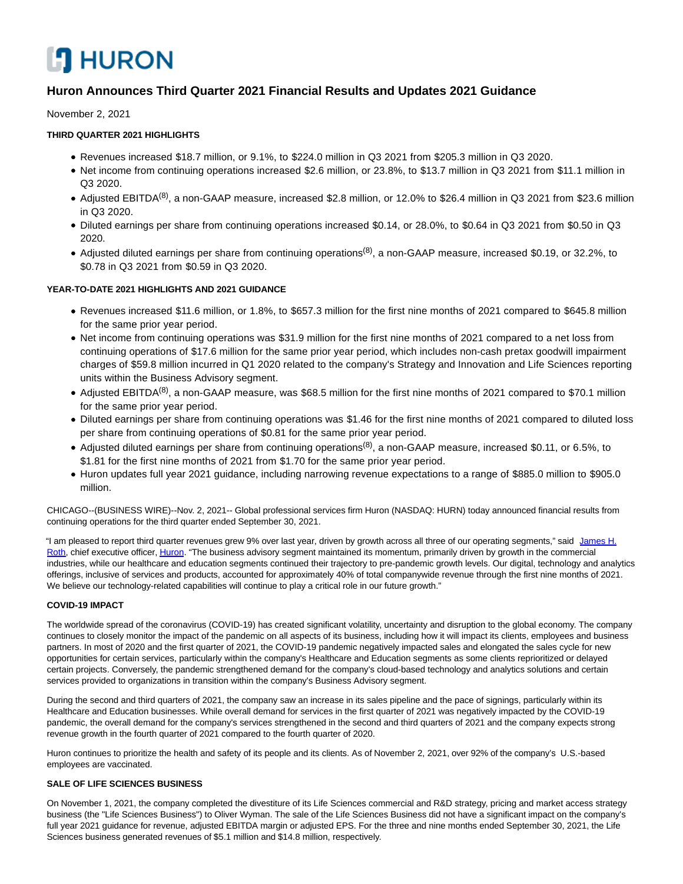# HURON

## Huron Announces Third Quarter 2021 Financial Results and Updates 2021 Guidance

November 2, 2021

**THIRD QUARTER 2021 HIGHLIGHTS**

- Revenues increased $18.7 million, or 9.1%, to $224.0 million in Q3 2021 from $205.3 million in Q3 2020.
- Net income from continuing operations increased $2.6 million, or 23.8%, to $13.7 million in Q3 2021 from $11.1 million in Q3 2020.
- Adjusted EBITDA[8], a non-GAAP measure, increased $2.8 million, or 12.0% to $26.4 million in Q3 2021 from $23.6 million in Q3 2020.
- Diluted earnings per share from continuing operations increased $0.14, or 28.0%, to $0.64 in Q3 2021 from $0.50 in Q3 2020.
- Adjusted diluted earnings per share from continuing operations[8], a non-GAAP measure, increased $0.19, or 32.2%, to $0.78 in Q3 2021 from $0.59 in Q3 2020.

**YEAR-TO-DATE 2021 HIGHLIGHTS AND 2021 GUIDANCE**

- Revenues increased $11.6 million, or 1.8%, to $657.3 million for the first nine months of 2021 compared to $645.8 million for the same prior year period.
- Net income from continuing operations was $31.9 million for the first nine months of 2021 compared to a net loss from continuing operations of $17.6 million for the same prior year period, which includes non-cash pretax goodwill impairment charges of $59.8 million incurred in Q1 2020 related to the company's Strategy and Innovation and Life Sciences reporting units within the Business Advisory segment.
- Adjusted EBITDA[8], a non-GAAP measure, was $68.5 million for the first nine months of 2021 compared to $70.1 million for the same prior year period.
- Diluted earnings per share from continuing operations was $1.46 for the first nine months of 2021 compared to diluted loss per share from continuing operations of $0.81 for the same prior year period.
- Adjusted diluted earnings per share from continuing operations[8], a non-GAAP measure, increased $0.11, or 6.5%, to $1.81 for the first nine months of 2021 from $1.70 for the same prior year period.
- Huron updates full year 2021 guidance, including narrowing revenue expectations to a range of $885.0 million to $905.0 million.

CHICAGO--(BUSINESS WIRE)--Nov. 2, 2021-- Global professional services firm Huron (NASDAQ: HURN) today announced financial results from continuing operations for the third quarter ended September 30, 2021.

"I am pleased to report third quarter revenues grew 9% over last year, driven by growth across all three of our operating segments," said James H. Roth, chief executive officer, Huron. "The business advisory segment maintained its momentum, primarily driven by growth in the commercial industries, while our healthcare and education segments continued their trajectory to pre-pandemic growth levels. Our digital, technology and analytics offerings, inclusive of services and products, accounted for approximately 40% of total companywide revenue through the first nine months of 2021. We believe our technology-related capabilities will continue to play a critical role in our future growth."

**COVID-19 IMPACT**

The worldwide spread of the coronavirus (COVID-19) has created significant volatility, uncertainty and disruption to the global economy. The company continues to closely monitor the impact of the pandemic on all aspects of its business, including how it will impact its clients, employees and business partners. In most of 2020 and the first quarter of 2021, the COVID-19 pandemic negatively impacted sales and elongated the sales cycle for new opportunities for certain services, particularly within the company's Healthcare and Education segments as some clients reprioritized or delayed certain projects. Conversely, the pandemic strengthened demand for the company's cloud-based technology and analytics solutions and certain services provided to organizations in transition within the company's Business Advisory segment.

During the second and third quarters of 2021, the company saw an increase in its sales pipeline and the pace of signings, particularly within its Healthcare and Education businesses. While overall demand for services in the first quarter of 2021 was negatively impacted by the COVID-19 pandemic, the overall demand for the company's services strengthened in the second and third quarters of 2021 and the company expects strong revenue growth in the fourth quarter of 2021 compared to the fourth quarter of 2020.

Huron continues to prioritize the health and safety of its people and its clients. As of November 2, 2021, over 92% of the company's U.S.-based employees are vaccinated.

**SALE OF LIFE SCIENCES BUSINESS**

On November 1, 2021, the company completed the divestiture of its Life Sciences commercial and R&D strategy, pricing and market access strategy business (the "Life Sciences Business") to Oliver Wyman. The sale of the Life Sciences Business did not have a significant impact on the company's full year 2021 guidance for revenue, adjusted EBITDA margin or adjusted EPS. For the three and nine months ended September 30, 2021, the Life Sciences business generated revenues of $5.1 million and $14.8 million, respectively.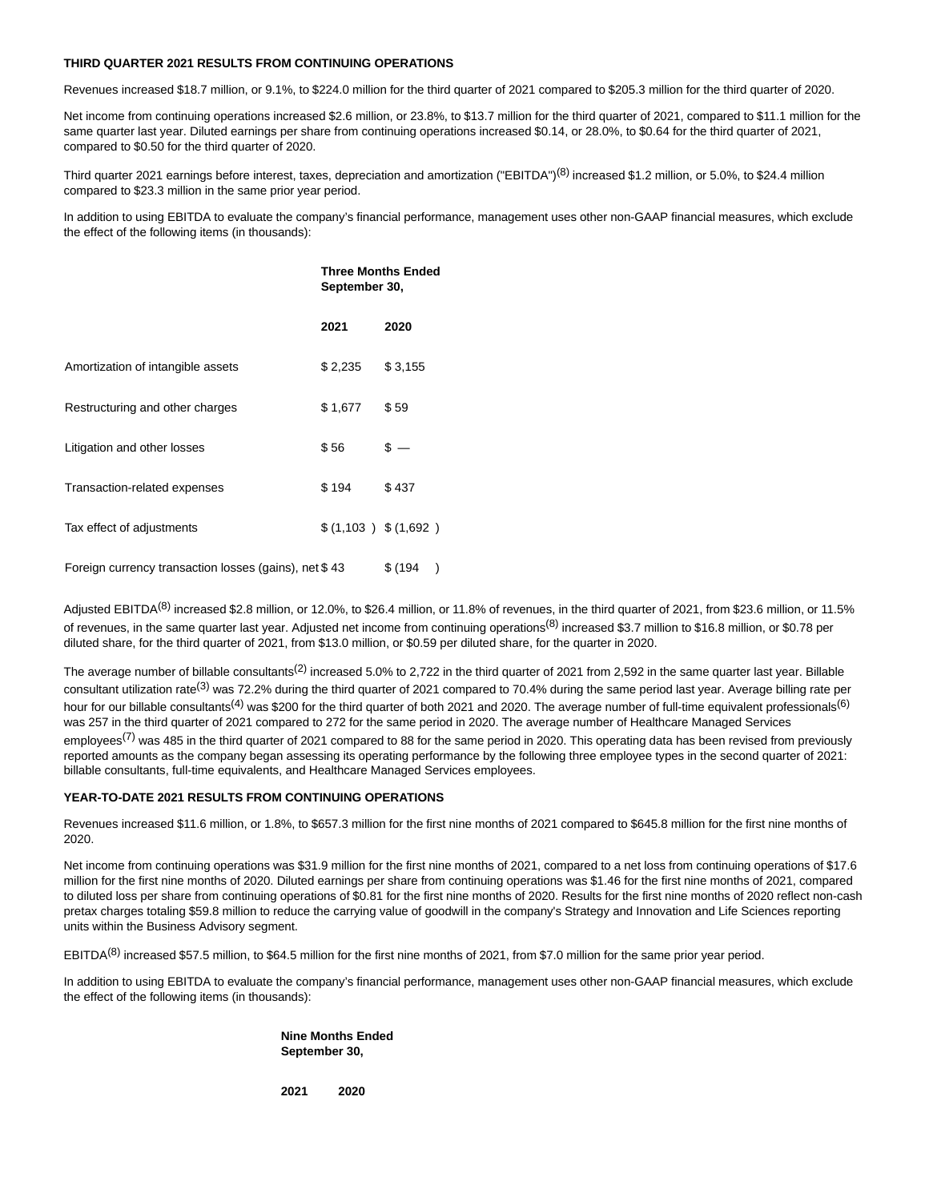**THIRD QUARTER 2021 RESULTS FROM CONTINUING OPERATIONS**

Revenues increased $18.7 million, or 9.1%, to $224.0 million for the third quarter of 2021 compared to $205.3 million for the third quarter of 2020.

Net income from continuing operations increased $2.6 million, or 23.8%, to $13.7 million for the third quarter of 2021, compared to $11.1 million for the same quarter last year. Diluted earnings per share from continuing operations increased $0.14, or 28.0%, to $0.64 for the third quarter of 2021, compared to $0.50 for the third quarter of 2020.

Third quarter 2021 earnings before interest, taxes, depreciation and amortization ("EBITDA")(8) increased $1.2 million, or 5.0%, to $24.4 million compared to $23.3 million in the same prior year period.

In addition to using EBITDA to evaluate the company's financial performance, management uses other non-GAAP financial measures, which exclude the effect of the following items (in thousands):

| | Three Months Ended September 30, | |
|---|---|---|
| | **2021** | **2020** |
| Amortization of intangible assets | $ 2,235 | $ 3,155 |
| Restructuring and other charges | $ 1,677 | $ 59 |
| Litigation and other losses | $ 56 | $ — |
| Transaction-related expenses | $ 194 | $ 437 |
| Tax effect of adjustments | $ (1,103 ) | $ (1,692 ) |
| Foreign currency transaction losses (gains), net | $ 43 | $ (194 ) |

Adjusted EBITDA(8) increased $2.8 million, or 12.0%, to $26.4 million, or 11.8% of revenues, in the third quarter of 2021, from $23.6 million, or 11.5% of revenues, in the same quarter last year. Adjusted net income from continuing operations(8) increased $3.7 million to $16.8 million, or $0.78 per diluted share, for the third quarter of 2021, from $13.0 million, or $0.59 per diluted share, for the quarter in 2020.

The average number of billable consultants(2) increased 5.0% to 2,722 in the third quarter of 2021 from 2,592 in the same quarter last year. Billable consultant utilization rate(3) was 72.2% during the third quarter of 2021 compared to 70.4% during the same period last year. Average billing rate per hour for our billable consultants(4) was $200 for the third quarter of both 2021 and 2020. The average number of full-time equivalent professionals(6) was 257 in the third quarter of 2021 compared to 272 for the same period in 2020. The average number of Healthcare Managed Services employees(7) was 485 in the third quarter of 2021 compared to 88 for the same period in 2020. This operating data has been revised from previously reported amounts as the company began assessing its operating performance by the following three employee types in the second quarter of 2021: billable consultants, full-time equivalents, and Healthcare Managed Services employees.

**YEAR-TO-DATE 2021 RESULTS FROM CONTINUING OPERATIONS**

Revenues increased $11.6 million, or 1.8%, to $657.3 million for the first nine months of 2021 compared to $645.8 million for the first nine months of 2020.

Net income from continuing operations was $31.9 million for the first nine months of 2021, compared to a net loss from continuing operations of $17.6 million for the first nine months of 2020. Diluted earnings per share from continuing operations was $1.46 for the first nine months of 2021, compared to diluted loss per share from continuing operations of $0.81 for the first nine months of 2020. Results for the first nine months of 2020 reflect non-cash pretax charges totaling $59.8 million to reduce the carrying value of goodwill in the company's Strategy and Innovation and Life Sciences reporting units within the Business Advisory segment.

EBITDA(8) increased $57.5 million, to $64.5 million for the first nine months of 2021, from $7.0 million for the same prior year period.

In addition to using EBITDA to evaluate the company's financial performance, management uses other non-GAAP financial measures, which exclude the effect of the following items (in thousands):

| | Nine Months Ended September 30, | |
|---|---|---|
| | **2021** | **2020** |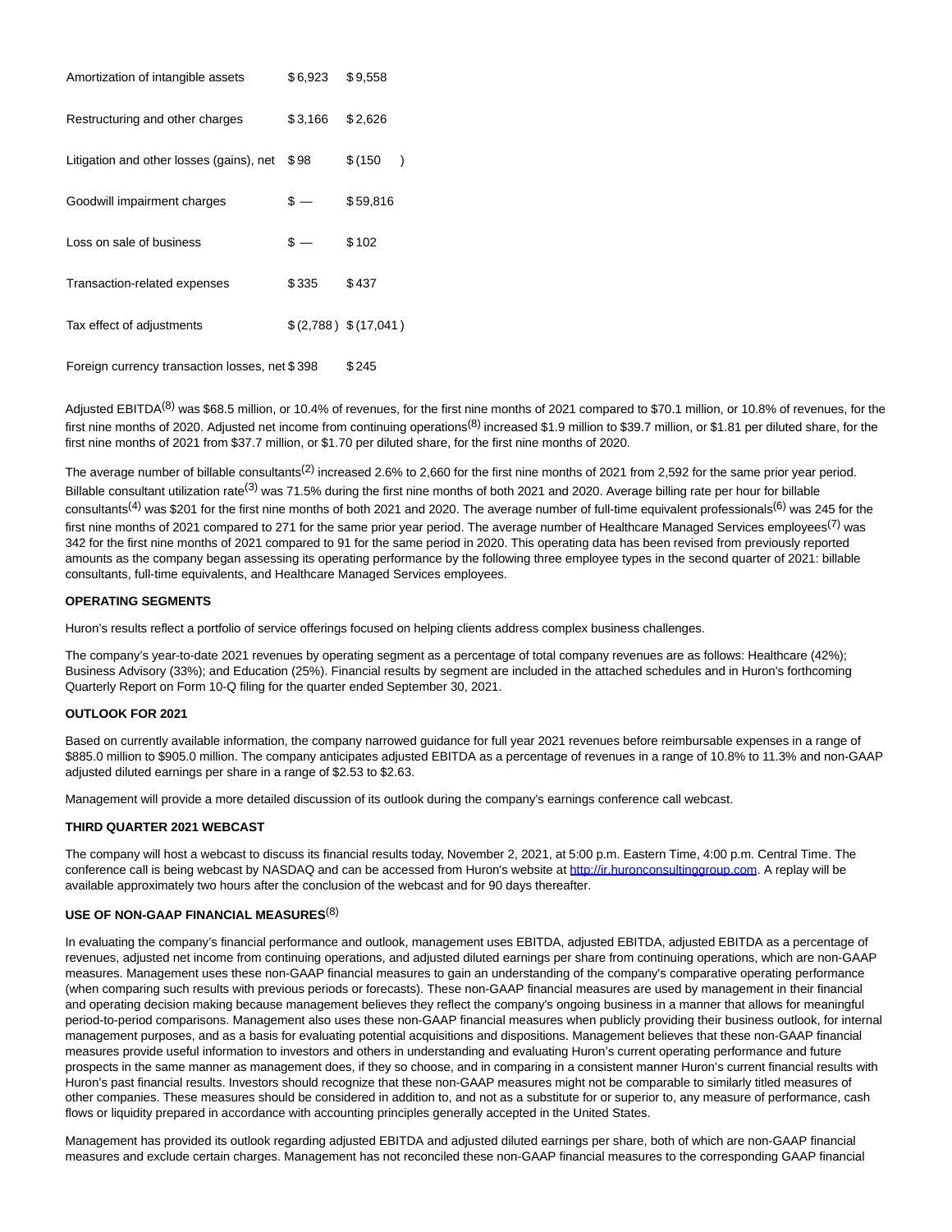| | | |
|---|---|---|
| Amortization of intangible assets | $ 6,923 | $ 9,558 |
| Restructuring and other charges | $ 3,166 | $ 2,626 |
| Litigation and other losses (gains), net | $ 98 | $ (150 ) |
| Goodwill impairment charges | $ — | $ 59,816 |
| Loss on sale of business | $ — | $ 102 |
| Transaction-related expenses | $ 335 | $ 437 |
| Tax effect of adjustments | $ (2,788 ) | $ (17,041 ) |
| Foreign currency transaction losses, net | $ 398 | $ 245 |

Adjusted EBITDA[8] was $68.5 million, or 10.4% of revenues, for the first nine months of 2021 compared to $70.1 million, or 10.8% of revenues, for the first nine months of 2020. Adjusted net income from continuing operations[8] increased $1.9 million to $39.7 million, or $1.81 per diluted share, for the first nine months of 2021 from $37.7 million, or $1.70 per diluted share, for the first nine months of 2020.

The average number of billable consultants[2] increased 2.6% to 2,660 for the first nine months of 2021 from 2,592 for the same prior year period. Billable consultant utilization rate[3] was 71.5% during the first nine months of both 2021 and 2020. Average billing rate per hour for billable consultants[4] was $201 for the first nine months of both 2021 and 2020. The average number of full-time equivalent professionals[6] was 245 for the first nine months of 2021 compared to 271 for the same prior year period. The average number of Healthcare Managed Services employees[7] was 342 for the first nine months of 2021 compared to 91 for the same period in 2020. This operating data has been revised from previously reported amounts as the company began assessing its operating performance by the following three employee types in the second quarter of 2021: billable consultants, full-time equivalents, and Healthcare Managed Services employees.

**OPERATING SEGMENTS**

Huron's results reflect a portfolio of service offerings focused on helping clients address complex business challenges.

The company's year-to-date 2021 revenues by operating segment as a percentage of total company revenues are as follows: Healthcare (42%); Business Advisory (33%); and Education (25%). Financial results by segment are included in the attached schedules and in Huron's forthcoming Quarterly Report on Form 10-Q filing for the quarter ended September 30, 2021.

**OUTLOOK FOR 2021**

Based on currently available information, the company narrowed guidance for full year 2021 revenues before reimbursable expenses in a range of $885.0 million to $905.0 million. The company anticipates adjusted EBITDA as a percentage of revenues in a range of 10.8% to 11.3% and non-GAAP adjusted diluted earnings per share in a range of $2.53 to $2.63.

Management will provide a more detailed discussion of its outlook during the company's earnings conference call webcast.

**THIRD QUARTER 2021 WEBCAST**

The company will host a webcast to discuss its financial results today, November 2, 2021, at 5:00 p.m. Eastern Time, 4:00 p.m. Central Time. The conference call is being webcast by NASDAQ and can be accessed from Huron's website at http://ir.huronconsultinggroup.com. A replay will be available approximately two hours after the conclusion of the webcast and for 90 days thereafter.

**USE OF NON-GAAP FINANCIAL MEASURES**[8]

In evaluating the company's financial performance and outlook, management uses EBITDA, adjusted EBITDA, adjusted EBITDA as a percentage of revenues, adjusted net income from continuing operations, and adjusted diluted earnings per share from continuing operations, which are non-GAAP measures. Management uses these non-GAAP financial measures to gain an understanding of the company's comparative operating performance (when comparing such results with previous periods or forecasts). These non-GAAP financial measures are used by management in their financial and operating decision making because management believes they reflect the company's ongoing business in a manner that allows for meaningful period-to-period comparisons. Management also uses these non-GAAP financial measures when publicly providing their business outlook, for internal management purposes, and as a basis for evaluating potential acquisitions and dispositions. Management believes that these non-GAAP financial measures provide useful information to investors and others in understanding and evaluating Huron's current operating performance and future prospects in the same manner as management does, if they so choose, and in comparing in a consistent manner Huron's current financial results with Huron's past financial results. Investors should recognize that these non-GAAP measures might not be comparable to similarly titled measures of other companies. These measures should be considered in addition to, and not as a substitute for or superior to, any measure of performance, cash flows or liquidity prepared in accordance with accounting principles generally accepted in the United States.

Management has provided its outlook regarding adjusted EBITDA and adjusted diluted earnings per share, both of which are non-GAAP financial measures and exclude certain charges. Management has not reconciled these non-GAAP financial measures to the corresponding GAAP financial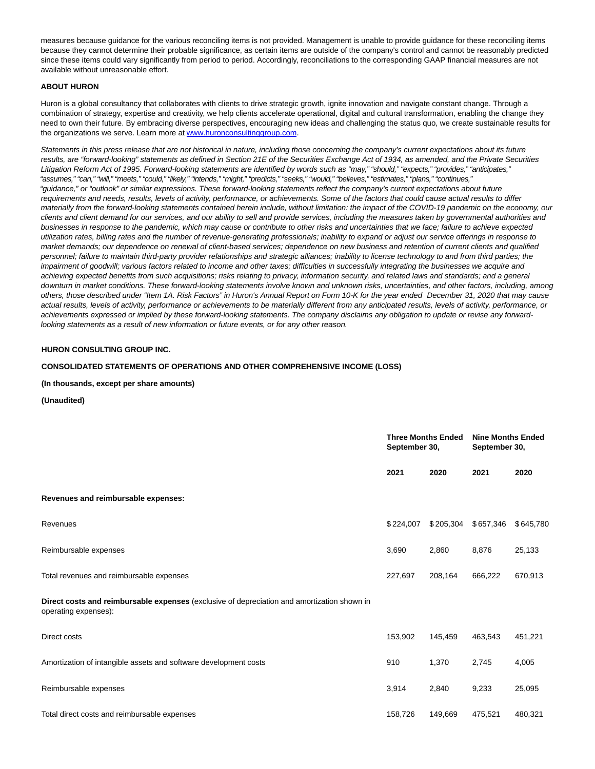measures because guidance for the various reconciling items is not provided. Management is unable to provide guidance for these reconciling items because they cannot determine their probable significance, as certain items are outside of the company's control and cannot be reasonably predicted since these items could vary significantly from period to period. Accordingly, reconciliations to the corresponding GAAP financial measures are not available without unreasonable effort.

**ABOUT HURON**

Huron is a global consultancy that collaborates with clients to drive strategic growth, ignite innovation and navigate constant change. Through a combination of strategy, expertise and creativity, we help clients accelerate operational, digital and cultural transformation, enabling the change they need to own their future. By embracing diverse perspectives, encouraging new ideas and challenging the status quo, we create sustainable results for the organizations we serve. Learn more at www.huronconsultinggroup.com.

*Statements in this press release that are not historical in nature, including those concerning the company's current expectations about its future results, are "forward-looking" statements as defined in Section 21E of the Securities Exchange Act of 1934, as amended, and the Private Securities Litigation Reform Act of 1995. Forward-looking statements are identified by words such as "may," "should," "expects," "provides," "anticipates," "assumes," "can," "will," "meets," "could," "likely," "intends," "might," "predicts," "seeks," "would," "believes," "estimates," "plans," "continues," "guidance," or "outlook" or similar expressions. These forward-looking statements reflect the company's current expectations about future requirements and needs, results, levels of activity, performance, or achievements. Some of the factors that could cause actual results to differ materially from the forward-looking statements contained herein include, without limitation: the impact of the COVID-19 pandemic on the economy, our clients and client demand for our services, and our ability to sell and provide services, including the measures taken by governmental authorities and businesses in response to the pandemic, which may cause or contribute to other risks and uncertainties that we face; failure to achieve expected utilization rates, billing rates and the number of revenue-generating professionals; inability to expand or adjust our service offerings in response to market demands; our dependence on renewal of client-based services; dependence on new business and retention of current clients and qualified personnel; failure to maintain third-party provider relationships and strategic alliances; inability to license technology to and from third parties; the impairment of goodwill; various factors related to income and other taxes; difficulties in successfully integrating the businesses we acquire and achieving expected benefits from such acquisitions; risks relating to privacy, information security, and related laws and standards; and a general downturn in market conditions. These forward-looking statements involve known and unknown risks, uncertainties, and other factors, including, among others, those described under "Item 1A. Risk Factors" in Huron's Annual Report on Form 10-K for the year ended December 31, 2020 that may cause actual results, levels of activity, performance or achievements to be materially different from any anticipated results, levels of activity, performance, or achievements expressed or implied by these forward-looking statements. The company disclaims any obligation to update or revise any forward-looking statements as a result of new information or future events, or for any other reason.*

**HURON CONSULTING GROUP INC.**

**CONSOLIDATED STATEMENTS OF OPERATIONS AND OTHER COMPREHENSIVE INCOME (LOSS)**

**(In thousands, except per share amounts)**

**(Unaudited)**

| | **Three Months Ended September 30,** | | **Nine Months Ended September 30,** | |
|---|---|---|---|---|
| | **2021** | **2020** | **2021** | **2020** |
| **Revenues and reimbursable expenses:** | | | | |
| Revenues | $224,007 | $205,304 | $657,346 | $645,780 |
| Reimbursable expenses | 3,690 | 2,860 | 8,876 | 25,133 |
| Total revenues and reimbursable expenses | 227,697 | 208,164 | 666,222 | 670,913 |
| **Direct costs and reimbursable expenses** (exclusive of depreciation and amortization shown in operating expenses): | | | | |
| Direct costs | 153,902 | 145,459 | 463,543 | 451,221 |
| Amortization of intangible assets and software development costs | 910 | 1,370 | 2,745 | 4,005 |
| Reimbursable expenses | 3,914 | 2,840 | 9,233 | 25,095 |
| Total direct costs and reimbursable expenses | 158,726 | 149,669 | 475,521 | 480,321 |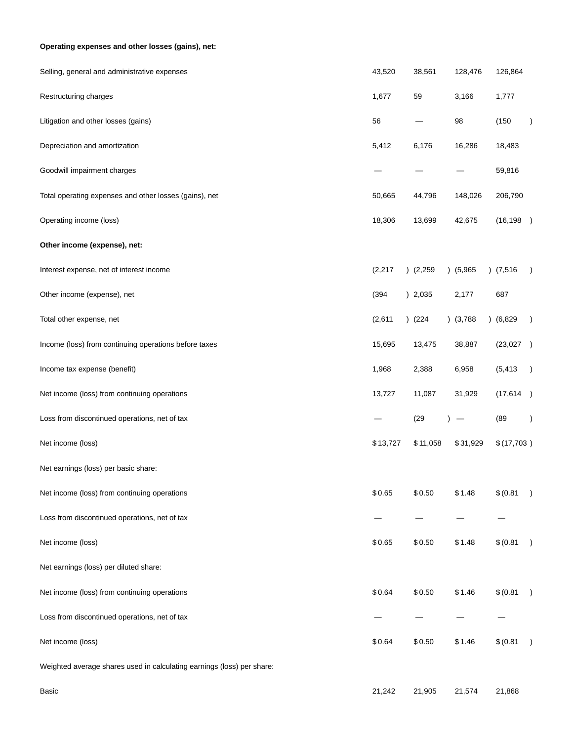| | | | | |
|---|---|---|---|---|
| **Operating expenses and other losses (gains), net:** | | | | |
| Selling, general and administrative expenses | 43,520 | 38,561 | 128,476 | 126,864 |
| Restructuring charges | 1,677 | 59 | 3,166 | 1,777 |
| Litigation and other losses (gains) | 56 | — | 98 | (150) |
| Depreciation and amortization | 5,412 | 6,176 | 16,286 | 18,483 |
| Goodwill impairment charges | — | — | — | 59,816 |
| Total operating expenses and other losses (gains), net | 50,665 | 44,796 | 148,026 | 206,790 |
| Operating income (loss) | 18,306 | 13,699 | 42,675 | (16,198) |
| **Other income (expense), net:** | | | | |
| Interest expense, net of interest income | (2,217) | (2,259) | (5,965) | (7,516) |
| Other income (expense), net | (394) | 2,035 | 2,177 | 687 |
| Total other expense, net | (2,611) | (224) | (3,788) | (6,829) |
| Income (loss) from continuing operations before taxes | 15,695 | 13,475 | 38,887 | (23,027) |
| Income tax expense (benefit) | 1,968 | 2,388 | 6,958 | (5,413) |
| Net income (loss) from continuing operations | 13,727 | 11,087 | 31,929 | (17,614) |
| Loss from discontinued operations, net of tax | — | (29) | — | (89) |
| Net income (loss) | $ 13,727 | $ 11,058 | $ 31,929 | $ (17,703) |
| Net earnings (loss) per basic share: | | | | |
| Net income (loss) from continuing operations | $ 0.65 | $ 0.50 | $ 1.48 | $ (0.81) |
| Loss from discontinued operations, net of tax | — | — | — | — |
| Net income (loss) | $ 0.65 | $ 0.50 | $ 1.48 | $ (0.81) |
| Net earnings (loss) per diluted share: | | | | |
| Net income (loss) from continuing operations | $ 0.64 | $ 0.50 | $ 1.46 | $ (0.81) |
| Loss from discontinued operations, net of tax | — | — | — | — |
| Net income (loss) | $ 0.64 | $ 0.50 | $ 1.46 | $ (0.81) |
| Weighted average shares used in calculating earnings (loss) per share: | | | | |
| Basic | 21,242 | 21,905 | 21,574 | 21,868 |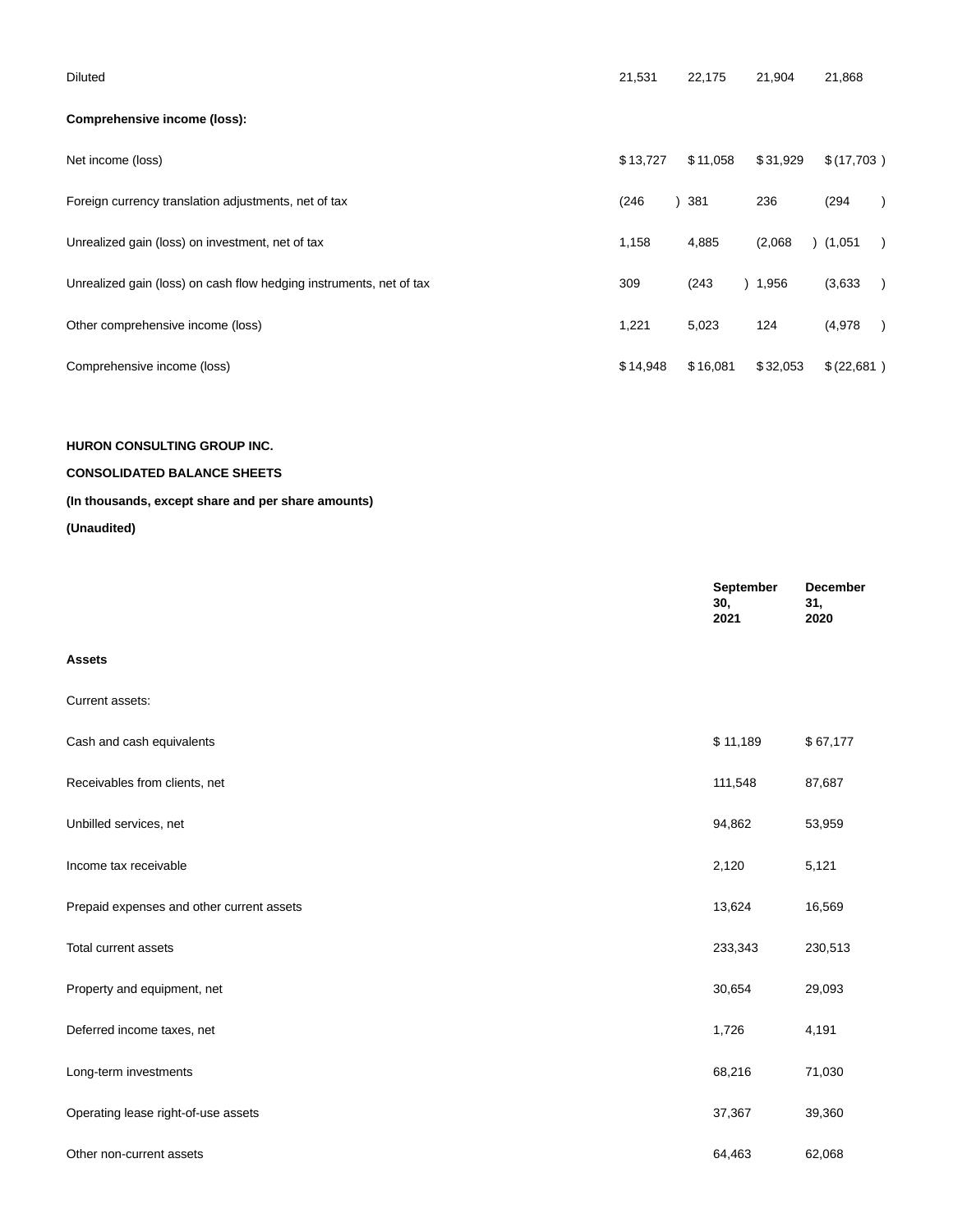| | | | | |
|---|---|---|---|---|
| Diluted | 21,531 | 22,175 | 21,904 | 21,868 |
| **Comprehensive income (loss):** | | | | |
| Net income (loss) | $ 13,727 | $ 11,058 | $ 31,929 | $ (17,703 ) |
| Foreign currency translation adjustments, net of tax | (246 ) | 381 | 236 | (294 ) |
| Unrealized gain (loss) on investment, net of tax | 1,158 | 4,885 | (2,068 ) | (1,051 ) |
| Unrealized gain (loss) on cash flow hedging instruments, net of tax | 309 | (243 ) | 1,956 | (3,633 ) |
| Other comprehensive income (loss) | 1,221 | 5,023 | 124 | (4,978 ) |
| Comprehensive income (loss) | $ 14,948 | $ 16,081 | $ 32,053 | $ (22,681 ) |

**HURON CONSULTING GROUP INC.**

**CONSOLIDATED BALANCE SHEETS**

**(In thousands, except share and per share amounts)**

**(Unaudited)**

| | **September 30, 2021** | **December 31, 2020** |
|---|---|---|
| **Assets** | | |
| Current assets: | | |
| Cash and cash equivalents | $ 11,189 | $ 67,177 |
| Receivables from clients, net | 111,548 | 87,687 |
| Unbilled services, net | 94,862 | 53,959 |
| Income tax receivable | 2,120 | 5,121 |
| Prepaid expenses and other current assets | 13,624 | 16,569 |
| Total current assets | 233,343 | 230,513 |
| Property and equipment, net | 30,654 | 29,093 |
| Deferred income taxes, net | 1,726 | 4,191 |
| Long-term investments | 68,216 | 71,030 |
| Operating lease right-of-use assets | 37,367 | 39,360 |
| Other non-current assets | 64,463 | 62,068 |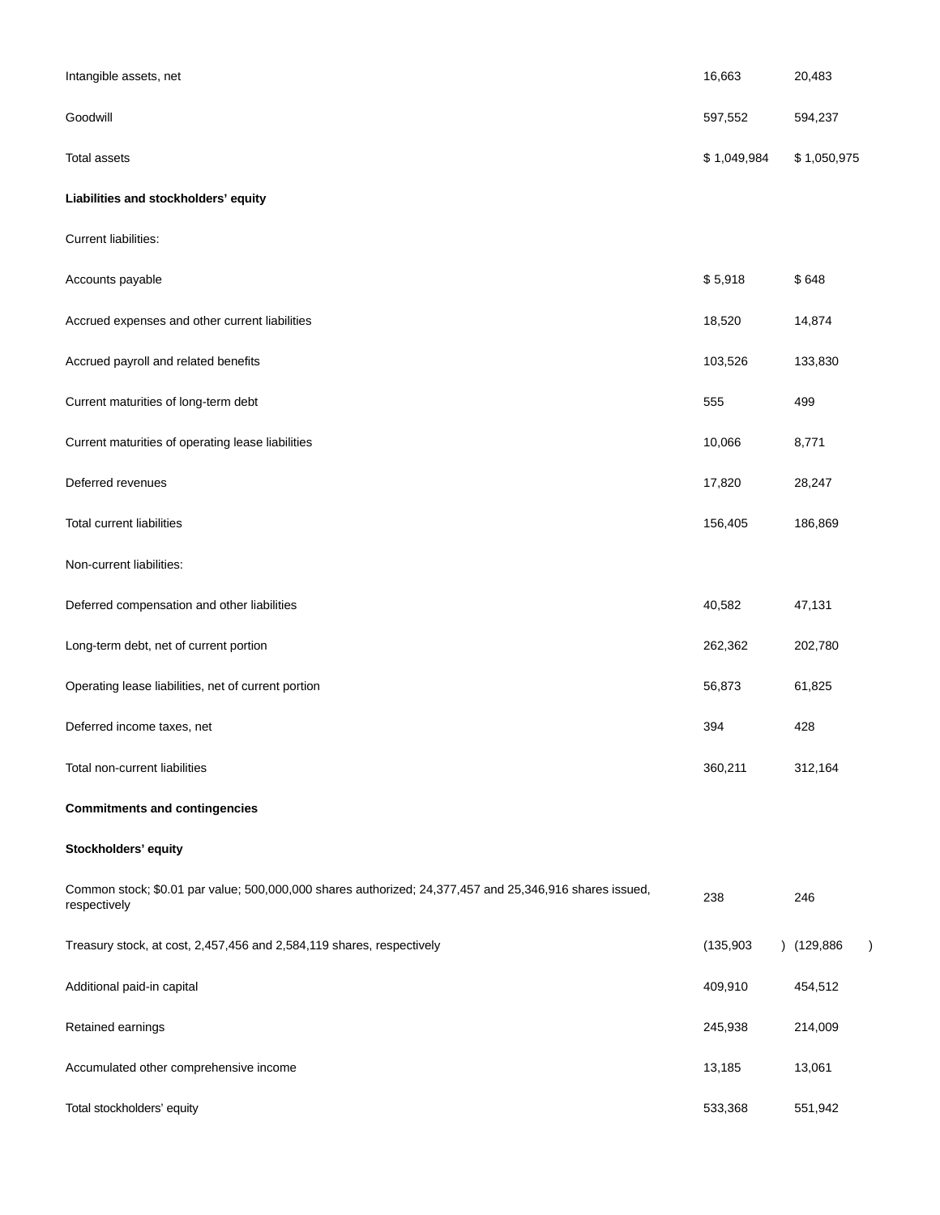| | | |
|---|---|---|
| Intangible assets, net | 16,663 | 20,483 |
| Goodwill | 597,552 | 594,237 |
| Total assets | $ 1,049,984 | $ 1,050,975 |
| **Liabilities and stockholders' equity** | | |
| Current liabilities: | | |
| Accounts payable | $ 5,918 | $ 648 |
| Accrued expenses and other current liabilities | 18,520 | 14,874 |
| Accrued payroll and related benefits | 103,526 | 133,830 |
| Current maturities of long-term debt | 555 | 499 |
| Current maturities of operating lease liabilities | 10,066 | 8,771 |
| Deferred revenues | 17,820 | 28,247 |
| Total current liabilities | 156,405 | 186,869 |
| Non-current liabilities: | | |
| Deferred compensation and other liabilities | 40,582 | 47,131 |
| Long-term debt, net of current portion | 262,362 | 202,780 |
| Operating lease liabilities, net of current portion | 56,873 | 61,825 |
| Deferred income taxes, net | 394 | 428 |
| Total non-current liabilities | 360,211 | 312,164 |
| **Commitments and contingencies** | | |
| **Stockholders' equity** | | |
| Common stock; $0.01 par value; 500,000,000 shares authorized; 24,377,457 and 25,346,916 shares issued, respectively | 238 | 246 |
| Treasury stock, at cost, 2,457,456 and 2,584,119 shares, respectively | (135,903) | (129,886) |
| Additional paid-in capital | 409,910 | 454,512 |
| Retained earnings | 245,938 | 214,009 |
| Accumulated other comprehensive income | 13,185 | 13,061 |
| Total stockholders' equity | 533,368 | 551,942 |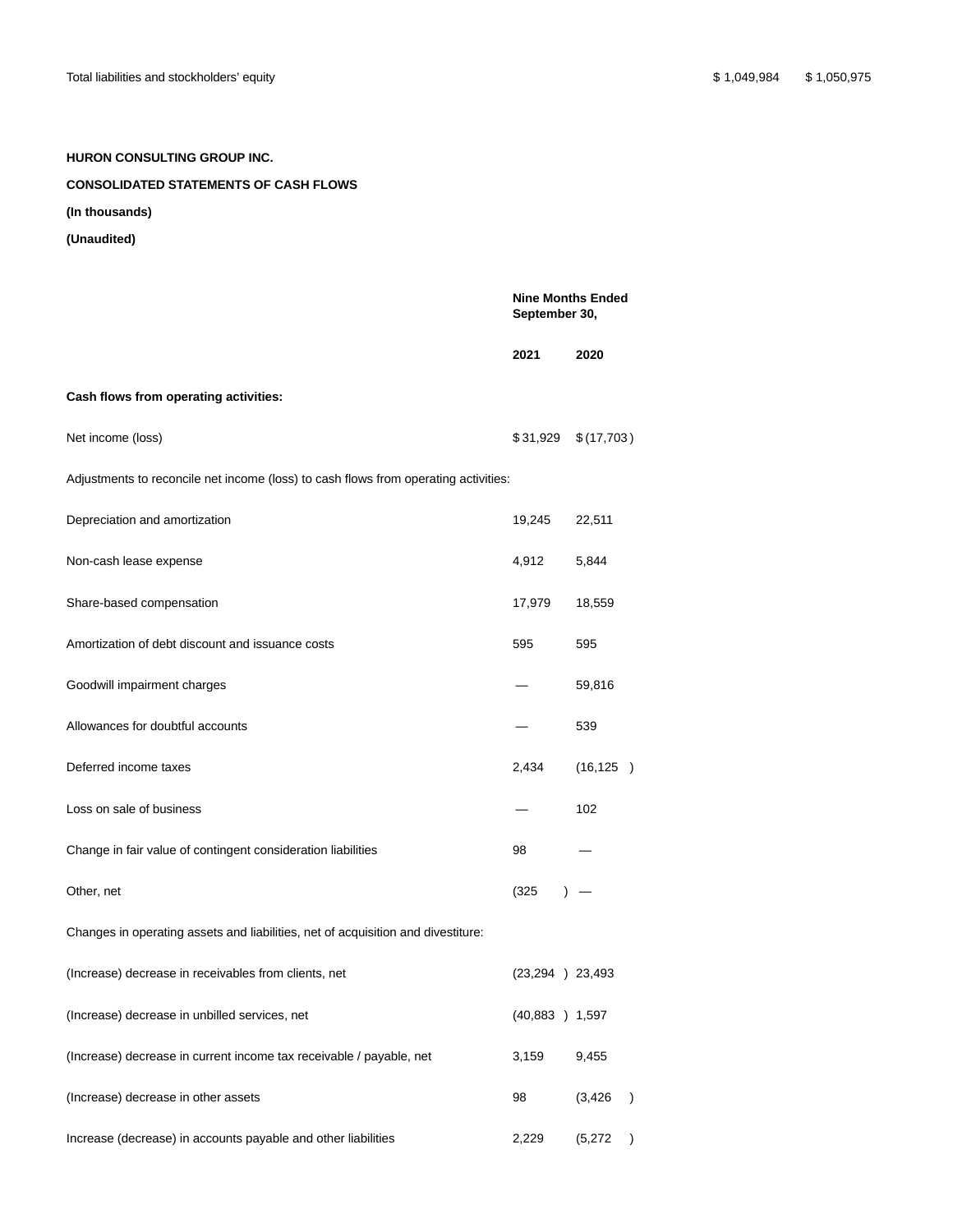| | | |
|---|---|---|
| Total liabilities and stockholders' equity | $ 1,049,984 | $ 1,050,975 |

**HURON CONSULTING GROUP INC.**

**CONSOLIDATED STATEMENTS OF CASH FLOWS**

**(In thousands)**

**(Unaudited)**

| | Nine Months Ended September 30, | |
|---|---|---|
| | **2021** | **2020** |
| **Cash flows from operating activities:** | | |
| Net income (loss) | $ 31,929 | $ (17,703 ) |
| Adjustments to reconcile net income (loss) to cash flows from operating activities: | | |
| Depreciation and amortization | 19,245 | 22,511 |
| Non-cash lease expense | 4,912 | 5,844 |
| Share-based compensation | 17,979 | 18,559 |
| Amortization of debt discount and issuance costs | 595 | 595 |
| Goodwill impairment charges | — | 59,816 |
| Allowances for doubtful accounts | — | 539 |
| Deferred income taxes | 2,434 | (16,125 ) |
| Loss on sale of business | — | 102 |
| Change in fair value of contingent consideration liabilities | 98 | — |
| Other, net | (325 ) | — |
| Changes in operating assets and liabilities, net of acquisition and divestiture: | | |
| (Increase) decrease in receivables from clients, net | (23,294 ) | 23,493 |
| (Increase) decrease in unbilled services, net | (40,883 ) | 1,597 |
| (Increase) decrease in current income tax receivable / payable, net | 3,159 | 9,455 |
| (Increase) decrease in other assets | 98 | (3,426 ) |
| Increase (decrease) in accounts payable and other liabilities | 2,229 | (5,272 ) |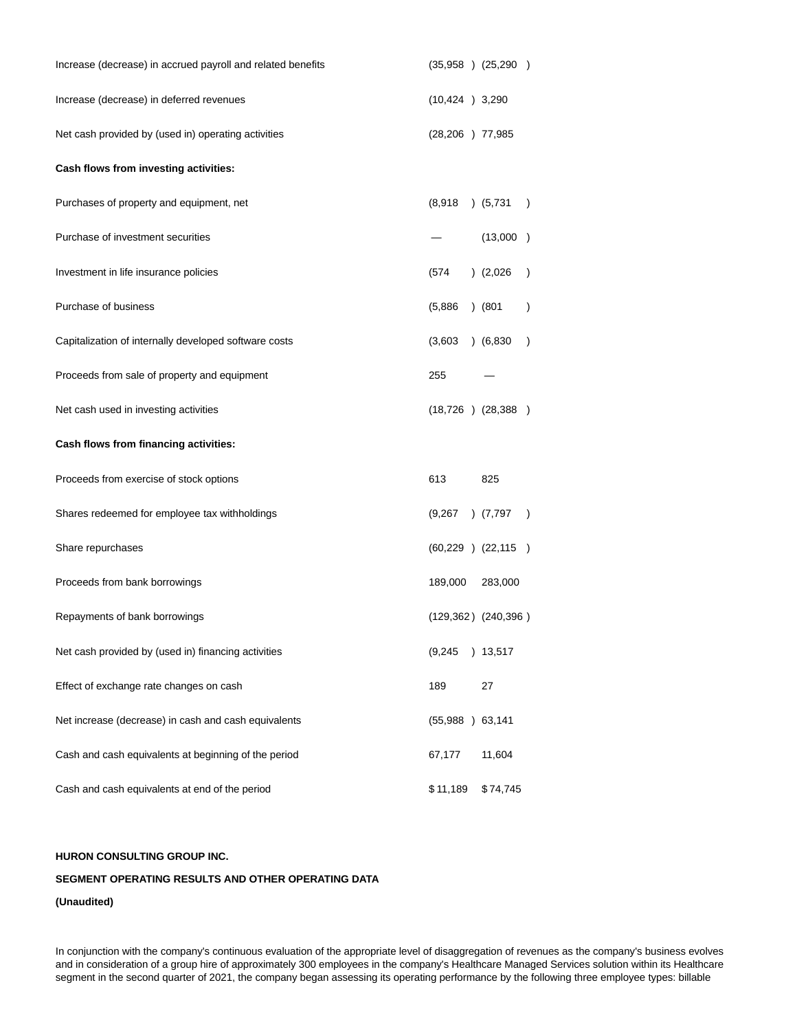| | | |
|---|---|---|
| Increase (decrease) in accrued payroll and related benefits | (35,958 ) | (25,290 ) |
| Increase (decrease) in deferred revenues | (10,424 ) | 3,290 |
| Net cash provided by (used in) operating activities | (28,206 ) | 77,985 |
| **Cash flows from investing activities:** | | |
| Purchases of property and equipment, net | (8,918 ) | (5,731 ) |
| Purchase of investment securities | — | (13,000 ) |
| Investment in life insurance policies | (574 ) | (2,026 ) |
| Purchase of business | (5,886 ) | (801 ) |
| Capitalization of internally developed software costs | (3,603 ) | (6,830 ) |
| Proceeds from sale of property and equipment | 255 | — |
| Net cash used in investing activities | (18,726 ) | (28,388 ) |
| **Cash flows from financing activities:** | | |
| Proceeds from exercise of stock options | 613 | 825 |
| Shares redeemed for employee tax withholdings | (9,267 ) | (7,797 ) |
| Share repurchases | (60,229 ) | (22,115 ) |
| Proceeds from bank borrowings | 189,000 | 283,000 |
| Repayments of bank borrowings | (129,362 ) | (240,396 ) |
| Net cash provided by (used in) financing activities | (9,245 ) | 13,517 |
| Effect of exchange rate changes on cash | 189 | 27 |
| Net increase (decrease) in cash and cash equivalents | (55,988 ) | 63,141 |
| Cash and cash equivalents at beginning of the period | 67,177 | 11,604 |
| Cash and cash equivalents at end of the period | $ 11,189 | $ 74,745 |

**HURON CONSULTING GROUP INC.**

**SEGMENT OPERATING RESULTS AND OTHER OPERATING DATA**

**(Unaudited)**

In conjunction with the company's continuous evaluation of the appropriate level of disaggregation of revenues as the company's business evolves and in consideration of a group hire of approximately 300 employees in the company's Healthcare Managed Services solution within its Healthcare segment in the second quarter of 2021, the company began assessing its operating performance by the following three employee types: billable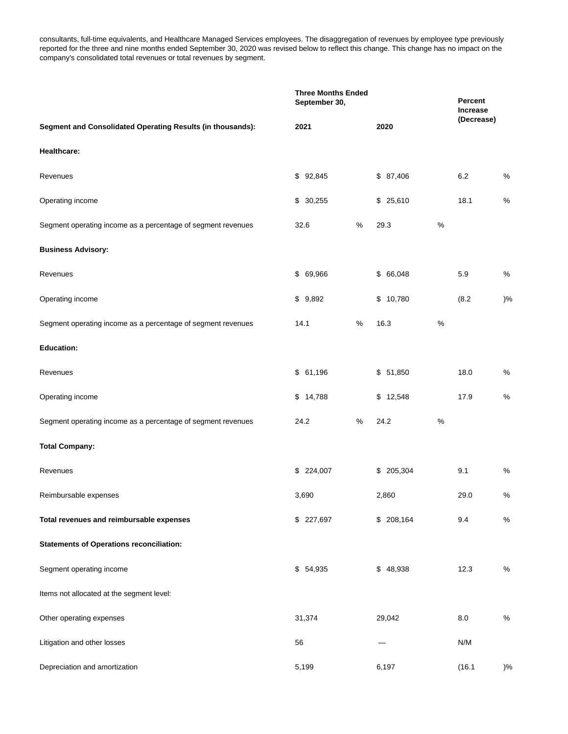consultants, full-time equivalents, and Healthcare Managed Services employees. The disaggregation of revenues by employee type previously reported for the three and nine months ended September 30, 2020 was revised below to reflect this change. This change has no impact on the company's consolidated total revenues or total revenues by segment.

| | Three Months Ended September 30, | | Percent Increase (Decrease) |
|---|---|---|---|
| **Segment and Consolidated Operating Results (in thousands):** | **2021** | **2020** | |
| **Healthcare:** | | | |
| Revenues | $ 92,845 | $ 87,406 | 6.2 % |
| Operating income | $ 30,255 | $ 25,610 | 18.1 % |
| Segment operating income as a percentage of segment revenues | 32.6 % | 29.3 % | |
| **Business Advisory:** | | | |
| Revenues | $ 69,966 | $ 66,048 | 5.9 % |
| Operating income | $ 9,892 | $ 10,780 | (8.2 )% |
| Segment operating income as a percentage of segment revenues | 14.1 % | 16.3 % | |
| **Education:** | | | |
| Revenues | $ 61,196 | $ 51,850 | 18.0 % |
| Operating income | $ 14,788 | $ 12,548 | 17.9 % |
| Segment operating income as a percentage of segment revenues | 24.2 % | 24.2 % | |
| **Total Company:** | | | |
| Revenues | $ 224,007 | $ 205,304 | 9.1 % |
| Reimbursable expenses | 3,690 | 2,860 | 29.0 % |
| **Total revenues and reimbursable expenses** | $ 227,697 | $ 208,164 | 9.4 % |
| **Statements of Operations reconciliation:** | | | |
| Segment operating income | $ 54,935 | $ 48,938 | 12.3 % |
| Items not allocated at the segment level: | | | |
| Other operating expenses | 31,374 | 29,042 | 8.0 % |
| Litigation and other losses | 56 | — | N/M |
| Depreciation and amortization | 5,199 | 6,197 | (16.1 )% |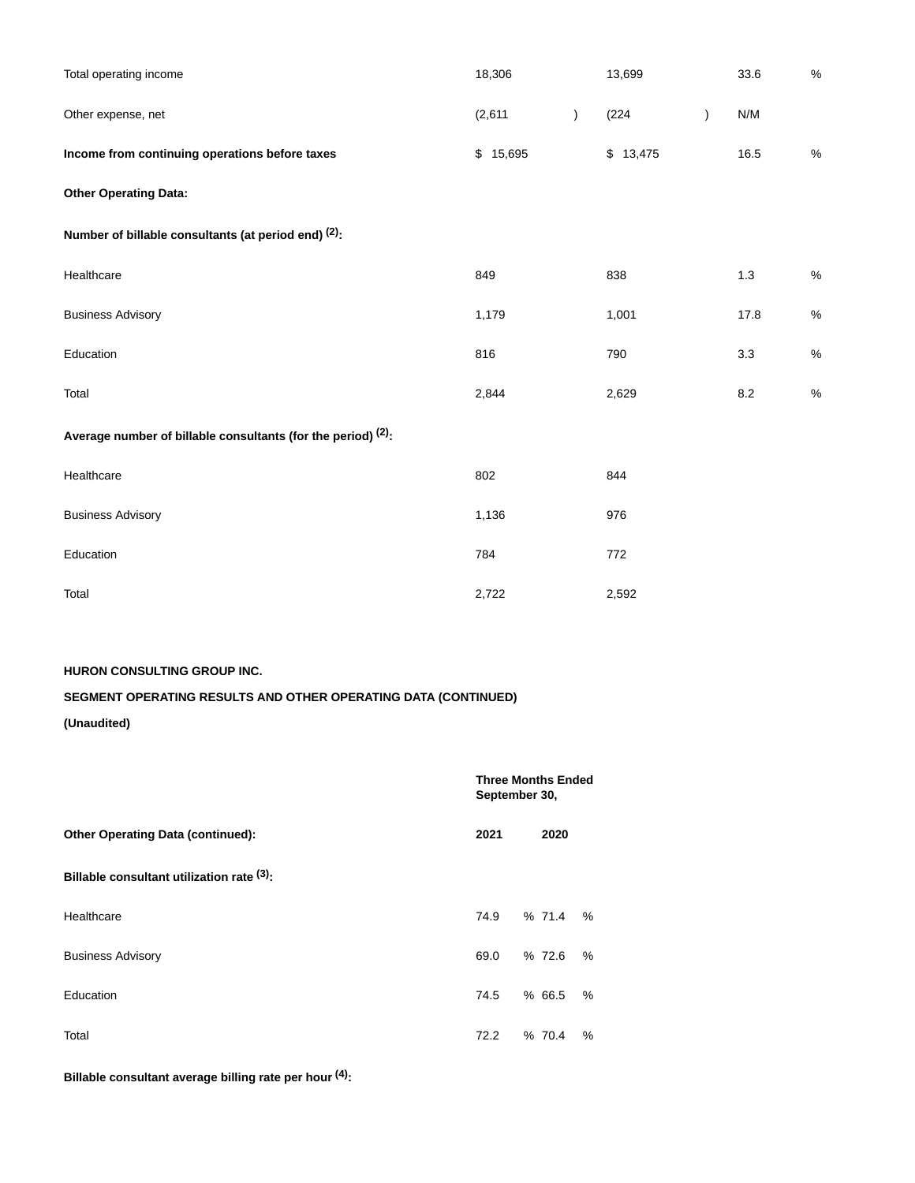| | | | |
|---|---|---|---|
| Total operating income | 18,306 | 13,699 | 33.6 % |
| Other expense, net | (2,611 ) | (224 ) | N/M |
| **Income from continuing operations before taxes** | $ 15,695 | $ 13,475 | 16.5 % |
| **Other Operating Data:** | | | |
| **Number of billable consultants (at period end) (2):** | | | |
| Healthcare | 849 | 838 | 1.3 % |
| Business Advisory | 1,179 | 1,001 | 17.8 % |
| Education | 816 | 790 | 3.3 % |
| Total | 2,844 | 2,629 | 8.2 % |
| **Average number of billable consultants (for the period) (2):** | | | |
| Healthcare | 802 | 844 | |
| Business Advisory | 1,136 | 976 | |
| Education | 784 | 772 | |
| Total | 2,722 | 2,592 | |

**HURON CONSULTING GROUP INC.**

**SEGMENT OPERATING RESULTS AND OTHER OPERATING DATA (CONTINUED)**

**(Unaudited)**

| | **Three Months Ended September 30,** | |
|---|---|---|
| **Other Operating Data (continued):** | **2021** | **2020** |
| **Billable consultant utilization rate (3):** | | |
| Healthcare | 74.9 % | 71.4 % |
| Business Advisory | 69.0 % | 72.6 % |
| Education | 74.5 % | 66.5 % |
| Total | 72.2 % | 70.4 % |
| **Billable consultant average billing rate per hour (4):** | | |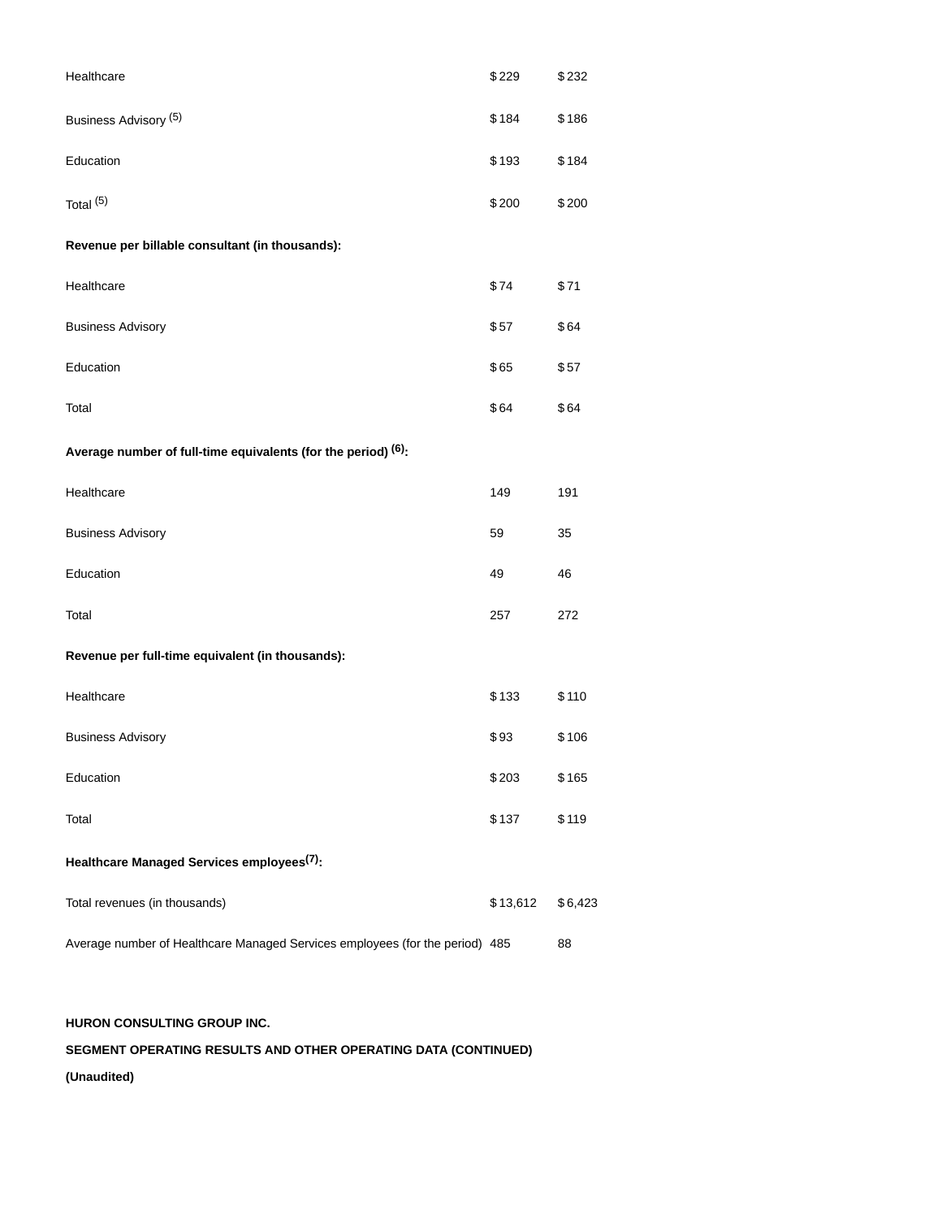| | | |
|---|---|---|
| Healthcare | $229 | $232 |
| Business Advisory (5) | $184 | $186 |
| Education | $193 | $184 |
| Total (5) | $200 | $200 |
| **Revenue per billable consultant (in thousands):** | | |
| Healthcare | $74 | $71 |
| Business Advisory | $57 | $64 |
| Education | $65 | $57 |
| Total | $64 | $64 |
| **Average number of full-time equivalents (for the period) (6):** | | |
| Healthcare | 149 | 191 |
| Business Advisory | 59 | 35 |
| Education | 49 | 46 |
| Total | 257 | 272 |
| **Revenue per full-time equivalent (in thousands):** | | |
| Healthcare | $133 | $110 |
| Business Advisory | $93 | $106 |
| Education | $203 | $165 |
| Total | $137 | $119 |
| **Healthcare Managed Services employees(7):** | | |
| Total revenues (in thousands) | $13,612 | $6,423 |
| Average number of Healthcare Managed Services employees (for the period) | 485 | 88 |

**HURON CONSULTING GROUP INC.**

**SEGMENT OPERATING RESULTS AND OTHER OPERATING DATA (CONTINUED)**

**(Unaudited)**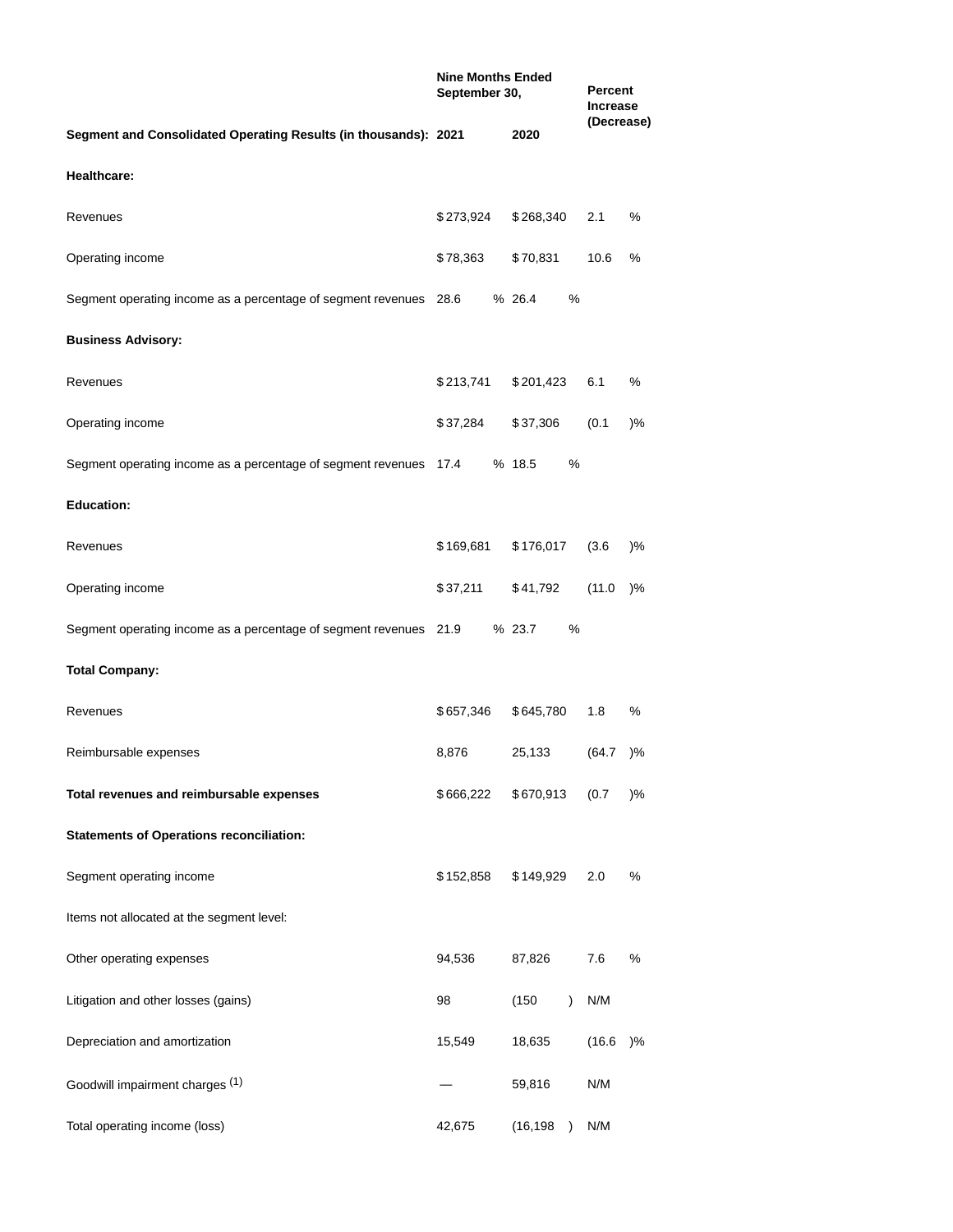| Segment and Consolidated Operating Results (in thousands): | Nine Months Ended September 30, 2021 | 2020 | Percent Increase (Decrease) |
|---|---|---|---|
| **Healthcare:** | | | |
| Revenues | $273,924 | $268,340 | 2.1 % |
| Operating income | $78,363 | $70,831 | 10.6 % |
| Segment operating income as a percentage of segment revenues | 28.6 % | 26.4 % | |
| **Business Advisory:** | | | |
| Revenues | $213,741 | $201,423 | 6.1 % |
| Operating income | $37,284 | $37,306 | (0.1 )% |
| Segment operating income as a percentage of segment revenues | 17.4 % | 18.5 % | |
| **Education:** | | | |
| Revenues | $169,681 | $176,017 | (3.6 )% |
| Operating income | $37,211 | $41,792 | (11.0 )% |
| Segment operating income as a percentage of segment revenues | 21.9 % | 23.7 % | |
| **Total Company:** | | | |
| Revenues | $657,346 | $645,780 | 1.8 % |
| Reimbursable expenses | 8,876 | 25,133 | (64.7 )% |
| **Total revenues and reimbursable expenses** | $666,222 | $670,913 | (0.7 )% |
| **Statements of Operations reconciliation:** | | | |
| Segment operating income | $152,858 | $149,929 | 2.0 % |
| Items not allocated at the segment level: | | | |
| Other operating expenses | 94,536 | 87,826 | 7.6 % |
| Litigation and other losses (gains) | 98 | (150 ) | N/M |
| Depreciation and amortization | 15,549 | 18,635 | (16.6 )% |
| Goodwill impairment charges [1] | — | 59,816 | N/M |
| Total operating income (loss) | 42,675 | (16,198 ) | N/M |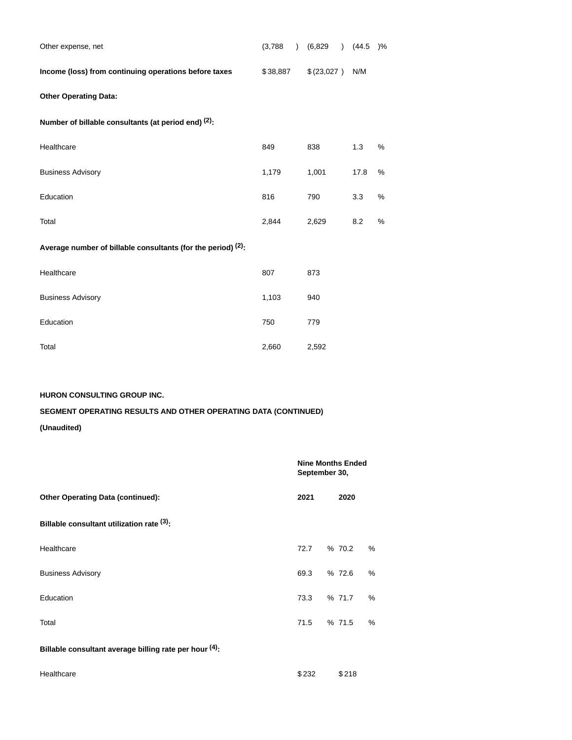| | | | |
|---|---|---|---|
| Other expense, net | (3,788 ) | (6,829 ) | (44.5 )% |
| **Income (loss) from continuing operations before taxes** | $ 38,887 | $ (23,027 ) | N/M |
| **Other Operating Data:** | | | |
| **Number of billable consultants (at period end) [2]:** | | | |
| Healthcare | 849 | 838 | 1.3 % |
| Business Advisory | 1,179 | 1,001 | 17.8 % |
| Education | 816 | 790 | 3.3 % |
| Total | 2,844 | 2,629 | 8.2 % |
| **Average number of billable consultants (for the period) [2]:** | | | |
| Healthcare | 807 | 873 | |
| Business Advisory | 1,103 | 940 | |
| Education | 750 | 779 | |
| Total | 2,660 | 2,592 | |

**HURON CONSULTING GROUP INC.**

**SEGMENT OPERATING RESULTS AND OTHER OPERATING DATA (CONTINUED)**

**(Unaudited)**

| | Nine Months Ended September 30, | |
|---|---|---|
| **Other Operating Data (continued):** | **2021** | **2020** |
| **Billable consultant utilization rate [3]:** | | |
| Healthcare | 72.7 % | 70.2 % |
| Business Advisory | 69.3 % | 72.6 % |
| Education | 73.3 % | 71.7 % |
| Total | 71.5 % | 71.5 % |
| **Billable consultant average billing rate per hour [4]:** | | |
| Healthcare | $ 232 | $ 218 |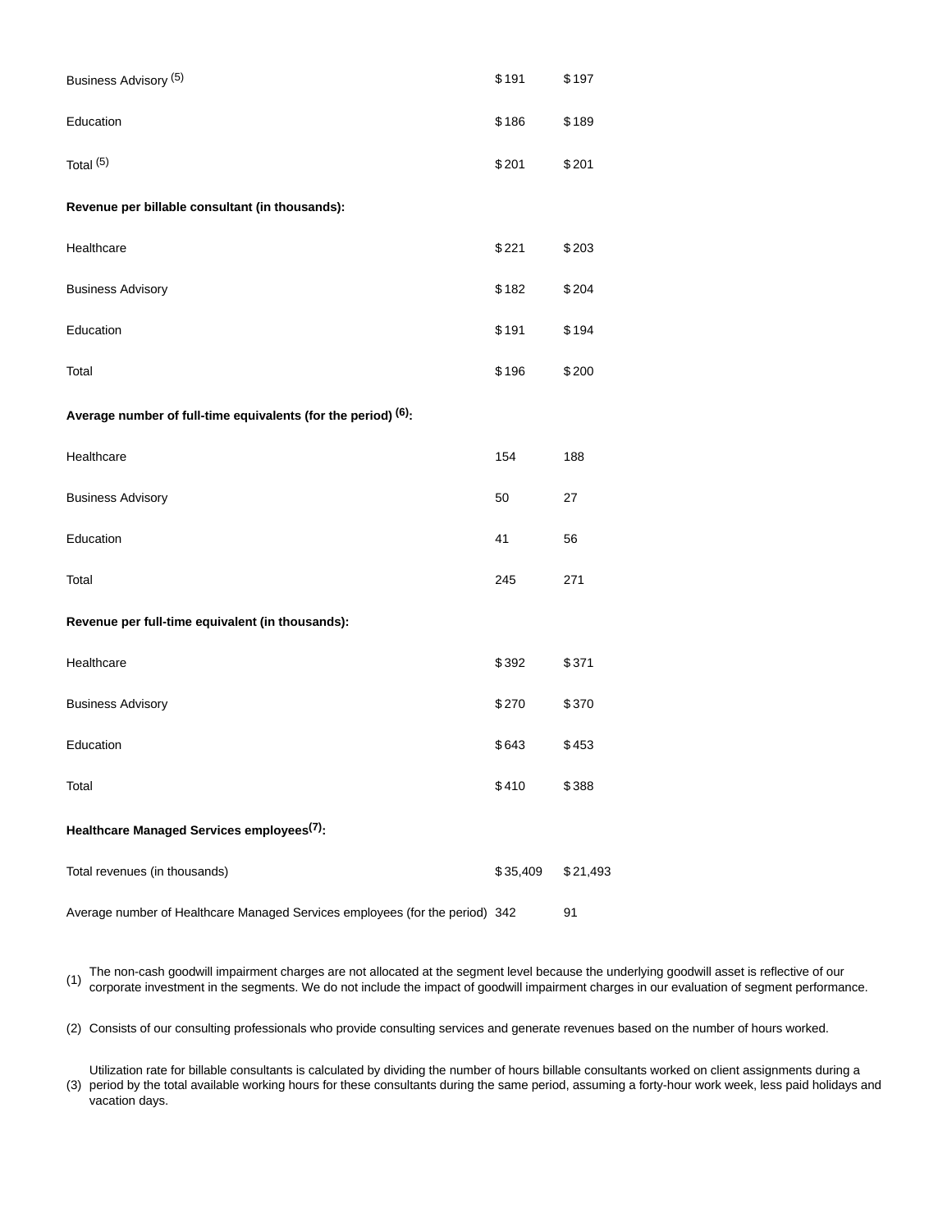| | | |
|---|---|---|
| Business Advisory [5] | $191 | $197 |
| Education | $186 | $189 |
| Total [5] | $201 | $201 |
| **Revenue per billable consultant (in thousands):** | | |
| Healthcare | $221 | $203 |
| Business Advisory | $182 | $204 |
| Education | $191 | $194 |
| Total | $196 | $200 |
| **Average number of full-time equivalents (for the period) [6]:** | | |
| Healthcare | 154 | 188 |
| Business Advisory | 50 | 27 |
| Education | 41 | 56 |
| Total | 245 | 271 |
| **Revenue per full-time equivalent (in thousands):** | | |
| Healthcare | $392 | $371 |
| Business Advisory | $270 | $370 |
| Education | $643 | $453 |
| Total | $410 | $388 |
| **Healthcare Managed Services employees[7]:** | | |
| Total revenues (in thousands) | $35,409 | $21,493 |
| Average number of Healthcare Managed Services employees (for the period) | 342 | 91 |

(1) The non-cash goodwill impairment charges are not allocated at the segment level because the underlying goodwill asset is reflective of our corporate investment in the segments. We do not include the impact of goodwill impairment charges in our evaluation of segment performance.

(2) Consists of our consulting professionals who provide consulting services and generate revenues based on the number of hours worked.

(3) Utilization rate for billable consultants is calculated by dividing the number of hours billable consultants worked on client assignments during a period by the total available working hours for these consultants during the same period, assuming a forty-hour work week, less paid holidays and vacation days.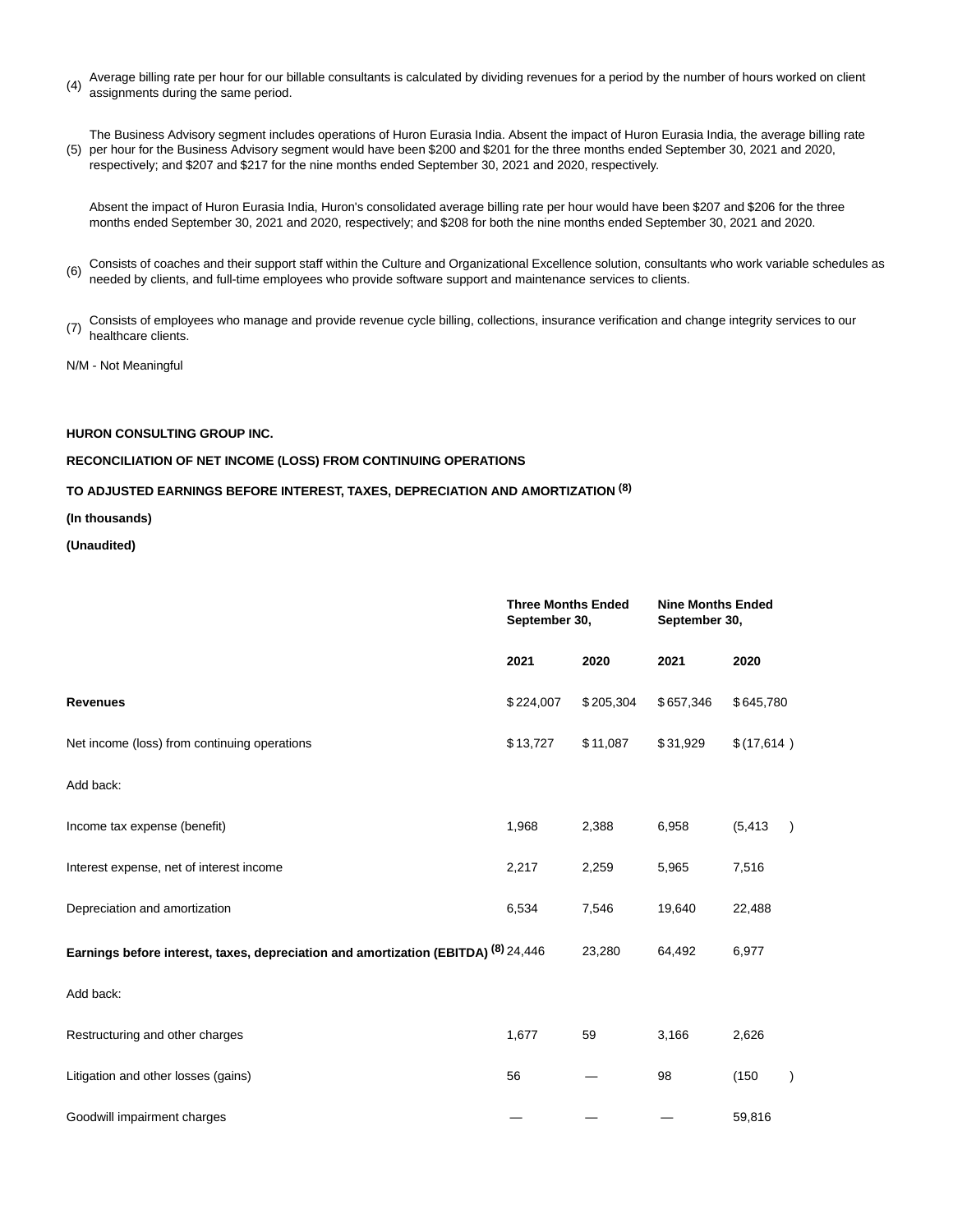(4) Average billing rate per hour for our billable consultants is calculated by dividing revenues for a period by the number of hours worked on client assignments during the same period.

(5) The Business Advisory segment includes operations of Huron Eurasia India. Absent the impact of Huron Eurasia India, the average billing rate per hour for the Business Advisory segment would have been $200 and $201 for the three months ended September 30, 2021 and 2020, respectively; and $207 and $217 for the nine months ended September 30, 2021 and 2020, respectively.

Absent the impact of Huron Eurasia India, Huron's consolidated average billing rate per hour would have been $207 and $206 for the three months ended September 30, 2021 and 2020, respectively; and $208 for both the nine months ended September 30, 2021 and 2020.

(6) Consists of coaches and their support staff within the Culture and Organizational Excellence solution, consultants who work variable schedules as needed by clients, and full-time employees who provide software support and maintenance services to clients.

(7) Consists of employees who manage and provide revenue cycle billing, collections, insurance verification and change integrity services to our healthcare clients.

N/M - Not Meaningful

**HURON CONSULTING GROUP INC.**

**RECONCILIATION OF NET INCOME (LOSS) FROM CONTINUING OPERATIONS**

**TO ADJUSTED EARNINGS BEFORE INTEREST, TAXES, DEPRECIATION AND AMORTIZATION (8)**

**(In thousands)**

**(Unaudited)**

| | Three Months Ended September 30, | | Nine Months Ended September 30, | |
|---|---|---|---|---|
| | 2021 | 2020 | 2021 | 2020 |
| **Revenues** | $224,007 | $205,304 | $657,346 | $645,780 |
| Net income (loss) from continuing operations | $13,727 | $11,087 | $31,929 | $(17,614) |
| Add back: | | | | |
| Income tax expense (benefit) | 1,968 | 2,388 | 6,958 | (5,413) |
| Interest expense, net of interest income | 2,217 | 2,259 | 5,965 | 7,516 |
| Depreciation and amortization | 6,534 | 7,546 | 19,640 | 22,488 |
| **Earnings before interest, taxes, depreciation and amortization (EBITDA) (8)** | 24,446 | 23,280 | 64,492 | 6,977 |
| Add back: | | | | |
| Restructuring and other charges | 1,677 | 59 | 3,166 | 2,626 |
| Litigation and other losses (gains) | 56 | — | 98 | (150) |
| Goodwill impairment charges | — | — | — | 59,816 |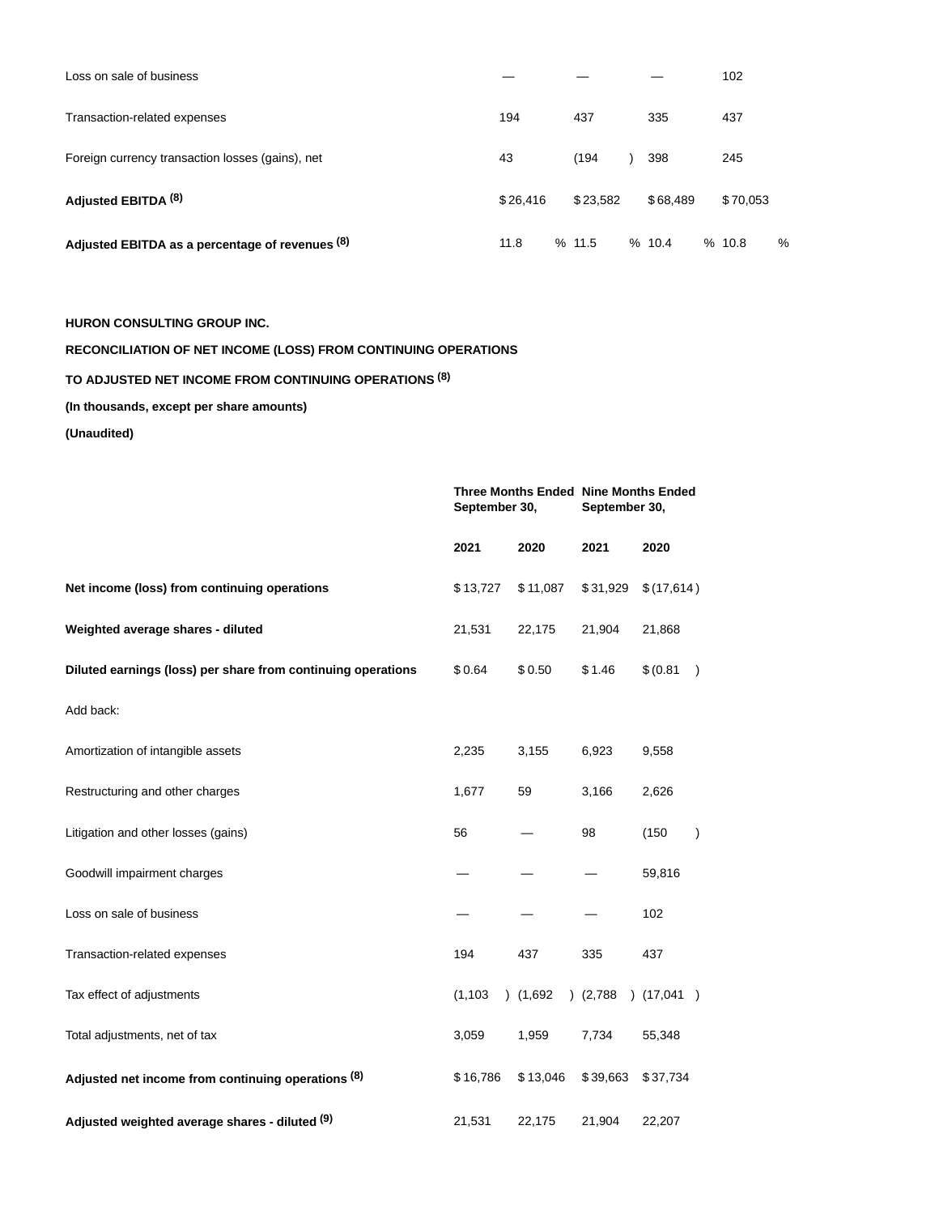| | | | | |
|---|---|---|---|---|
| Loss on sale of business | — | — | — | 102 |
| Transaction-related expenses | 194 | 437 | 335 | 437 |
| Foreign currency transaction losses (gains), net | 43 | (194) | 398 | 245 |
| **Adjusted EBITDA (8)** | $ 26,416 | $ 23,582 | $ 68,489 | $ 70,053 |
| **Adjusted EBITDA as a percentage of revenues (8)** | 11.8 % | 11.5 % | 10.4 % | 10.8 % |

**HURON CONSULTING GROUP INC.**

**RECONCILIATION OF NET INCOME (LOSS) FROM CONTINUING OPERATIONS**

**TO ADJUSTED NET INCOME FROM CONTINUING OPERATIONS (8)**

**(In thousands, except per share amounts)**

**(Unaudited)**

| | Three Months Ended September 30, | | Nine Months Ended September 30, | |
|---|---|---|---|---|
| | 2021 | 2020 | 2021 | 2020 |
| **Net income (loss) from continuing operations** | $ 13,727 | $ 11,087 | $ 31,929 | $ (17,614) |
| **Weighted average shares - diluted** | 21,531 | 22,175 | 21,904 | 21,868 |
| **Diluted earnings (loss) per share from continuing operations** | $ 0.64 | $ 0.50 | $ 1.46 | $ (0.81) |
| Add back: | | | | |
| Amortization of intangible assets | 2,235 | 3,155 | 6,923 | 9,558 |
| Restructuring and other charges | 1,677 | 59 | 3,166 | 2,626 |
| Litigation and other losses (gains) | 56 | — | 98 | (150) |
| Goodwill impairment charges | — | — | — | 59,816 |
| Loss on sale of business | — | — | — | 102 |
| Transaction-related expenses | 194 | 437 | 335 | 437 |
| Tax effect of adjustments | (1,103) | (1,692) | (2,788) | (17,041) |
| Total adjustments, net of tax | 3,059 | 1,959 | 7,734 | 55,348 |
| **Adjusted net income from continuing operations (8)** | $ 16,786 | $ 13,046 | $ 39,663 | $ 37,734 |
| **Adjusted weighted average shares - diluted (9)** | 21,531 | 22,175 | 21,904 | 22,207 |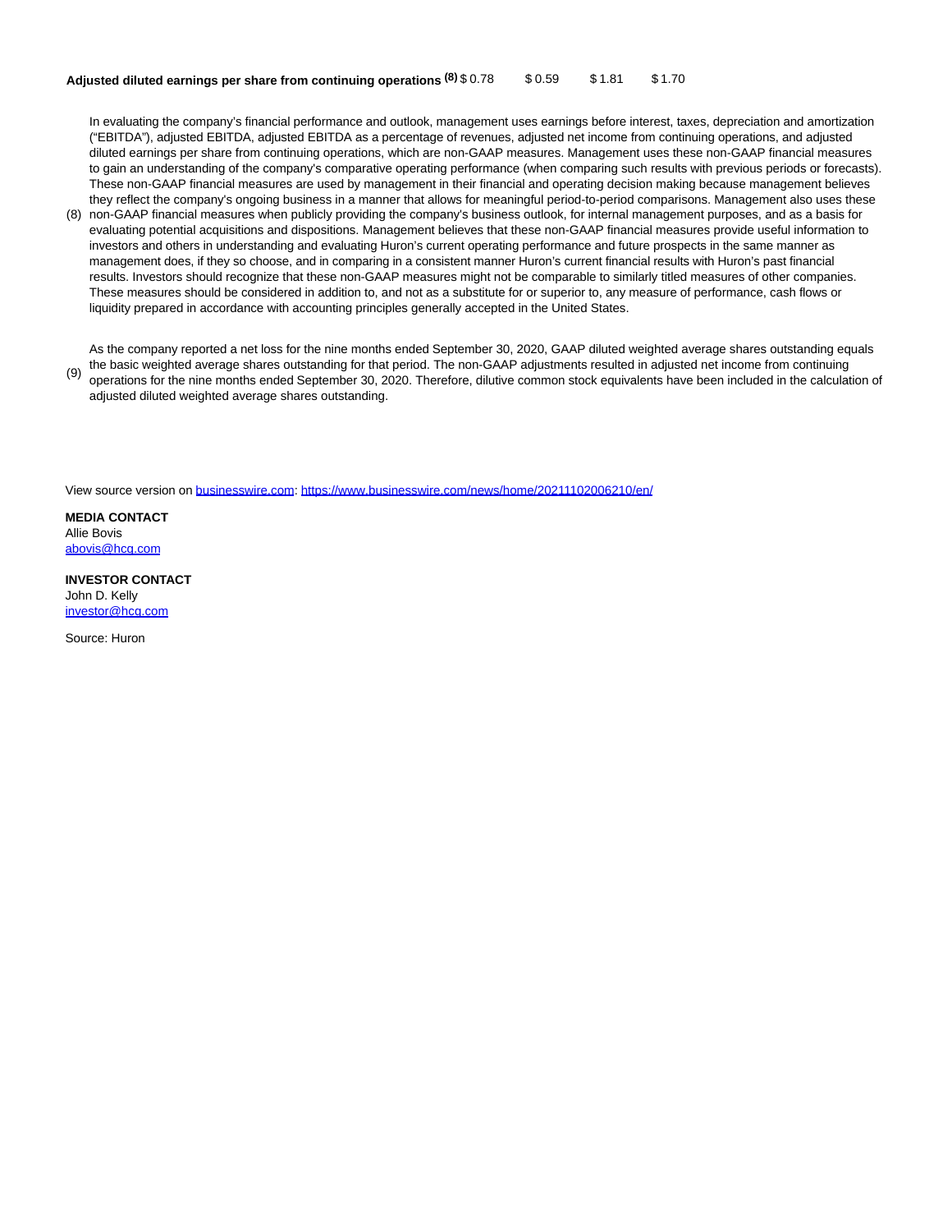| | | | | |
|---|---|---|---|---|
| **Adjusted diluted earnings per share from continuing operations** (8) | $ 0.78 | $ 0.59 | $ 1.81 | $ 1.70 |

(8) In evaluating the company's financial performance and outlook, management uses earnings before interest, taxes, depreciation and amortization ("EBITDA"), adjusted EBITDA, adjusted EBITDA as a percentage of revenues, adjusted net income from continuing operations, and adjusted diluted earnings per share from continuing operations, which are non-GAAP measures. Management uses these non-GAAP financial measures to gain an understanding of the company's comparative operating performance (when comparing such results with previous periods or forecasts). These non-GAAP financial measures are used by management in their financial and operating decision making because management believes they reflect the company's ongoing business in a manner that allows for meaningful period-to-period comparisons. Management also uses these non-GAAP financial measures when publicly providing the company's business outlook, for internal management purposes, and as a basis for evaluating potential acquisitions and dispositions. Management believes that these non-GAAP financial measures provide useful information to investors and others in understanding and evaluating Huron's current operating performance and future prospects in the same manner as management does, if they so choose, and in comparing in a consistent manner Huron's current financial results with Huron's past financial results. Investors should recognize that these non-GAAP measures might not be comparable to similarly titled measures of other companies. These measures should be considered in addition to, and not as a substitute for or superior to, any measure of performance, cash flows or liquidity prepared in accordance with accounting principles generally accepted in the United States.

(9) As the company reported a net loss for the nine months ended September 30, 2020, GAAP diluted weighted average shares outstanding equals the basic weighted average shares outstanding for that period. The non-GAAP adjustments resulted in adjusted net income from continuing operations for the nine months ended September 30, 2020. Therefore, dilutive common stock equivalents have been included in the calculation of adjusted diluted weighted average shares outstanding.

View source version on businesswire.com: https://www.businesswire.com/news/home/20211102006210/en/

**MEDIA CONTACT**
Allie Bovis
abovis@hcg.com

**INVESTOR CONTACT**
John D. Kelly
investor@hcg.com

Source: Huron